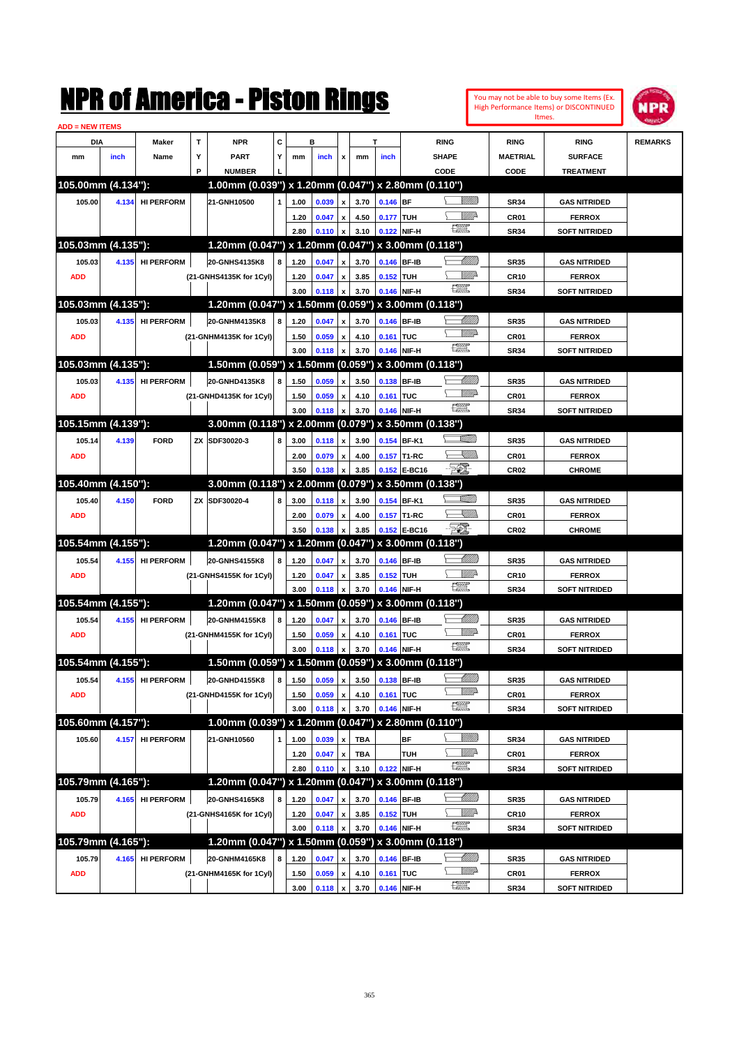# NPR of America - Piston Rings

You may not be able to buy some Items (Ex. High Performance Items) or DISCONTINUED Itmes.

ADD = NEW ITEMS

| DIA mm | DIA inch | Maker Name | TYP | NPR PART NUMBER | CYL | B mm | B inch | x | T mm | T inch | RING SHAPE CODE | RING MAETRIAL CODE | RING SURFACE TREATMENT | REMARKS |
|---|---|---|---|---|---|---|---|---|---|---|---|---|---|---|
| **105.00mm (4.134"):** | | | | **1.00mm (0.039") x 1.20mm (0.047") x 2.80mm (0.110")** | | | | | | | | | | |
| 105.00 | 4.134 | HI PERFORM | | 21-GNH10500 | 1 | 1.00 | 0.039 | x | 3.70 | 0.146 | BF | SR34 | GAS NITRIDED | |
| | | | | | | 1.20 | 0.047 | x | 4.50 | 0.177 | TUH | CR01 | FERROX | |
| | | | | | | 2.80 | 0.110 | x | 3.10 | 0.122 | NIF-H | SR34 | SOFT NITRIDED | |
| **105.03mm (4.135"):** | | | | **1.20mm (0.047") x 1.20mm (0.047") x 3.00mm (0.118")** | | | | | | | | | | |
| 105.03 | 4.135 | HI PERFORM | | 20-GNHS4135K8 | 8 | 1.20 | 0.047 | x | 3.70 | 0.146 | BF-IB | SR35 | GAS NITRIDED | |
| ADD | | | | (21-GNHS4135K for 1Cyl) | | 1.20 | 0.047 | x | 3.85 | 0.152 | TUH | CR10 | FERROX | |
| | | | | | | 3.00 | 0.118 | x | 3.70 | 0.146 | NIF-H | SR34 | SOFT NITRIDED | |
| **105.03mm (4.135"):** | | | | **1.20mm (0.047") x 1.50mm (0.059") x 3.00mm (0.118")** | | | | | | | | | | |
| 105.03 | 4.135 | HI PERFORM | | 20-GNHM4135K8 | 8 | 1.20 | 0.047 | x | 3.70 | 0.146 | BF-IB | SR35 | GAS NITRIDED | |
| ADD | | | | (21-GNHM4135K for 1Cyl) | | 1.50 | 0.059 | x | 4.10 | 0.161 | TUC | CR01 | FERROX | |
| | | | | | | 3.00 | 0.118 | x | 3.70 | 0.146 | NIF-H | SR34 | SOFT NITRIDED | |
| **105.03mm (4.135"):** | | | | **1.50mm (0.059") x 1.50mm (0.059") x 3.00mm (0.118")** | | | | | | | | | | |
| 105.03 | 4.135 | HI PERFORM | | 20-GNHD4135K8 | 8 | 1.50 | 0.059 | x | 3.50 | 0.138 | BF-IB | SR35 | GAS NITRIDED | |
| ADD | | | | (21-GNHD4135K for 1Cyl) | | 1.50 | 0.059 | x | 4.10 | 0.161 | TUC | CR01 | FERROX | |
| | | | | | | 3.00 | 0.118 | x | 3.70 | 0.146 | NIF-H | SR34 | SOFT NITRIDED | |
| **105.15mm (4.139"):** | | | | **3.00mm (0.118") x 2.00mm (0.079") x 3.50mm (0.138")** | | | | | | | | | | |
| 105.14 | 4.139 | FORD | ZX | SDF30020-3 | 8 | 3.00 | 0.118 | x | 3.90 | 0.154 | BF-K1 | SR35 | GAS NITRIDED | |
| ADD | | | | | | 2.00 | 0.079 | x | 4.00 | 0.157 | T1-RC | CR01 | FERROX | |
| | | | | | | 3.50 | 0.138 | x | 3.85 | 0.152 | E-BC16 | CR02 | CHROME | |
| **105.40mm (4.150"):** | | | | **3.00mm (0.118") x 2.00mm (0.079") x 3.50mm (0.138")** | | | | | | | | | | |
| 105.40 | 4.150 | FORD | ZX | SDF30020-4 | 8 | 3.00 | 0.118 | x | 3.90 | 0.154 | BF-K1 | SR35 | GAS NITRIDED | |
| ADD | | | | | | 2.00 | 0.079 | x | 4.00 | 0.157 | T1-RC | CR01 | FERROX | |
| | | | | | | 3.50 | 0.138 | x | 3.85 | 0.152 | E-BC16 | CR02 | CHROME | |
| **105.54mm (4.155"):** | | | | **1.20mm (0.047") x 1.20mm (0.047") x 3.00mm (0.118")** | | | | | | | | | | |
| 105.54 | 4.155 | HI PERFORM | | 20-GNHS4155K8 | 8 | 1.20 | 0.047 | x | 3.70 | 0.146 | BF-IB | SR35 | GAS NITRIDED | |
| ADD | | | | (21-GNHS4155K for 1Cyl) | | 1.20 | 0.047 | x | 3.85 | 0.152 | TUH | CR10 | FERROX | |
| | | | | | | 3.00 | 0.118 | x | 3.70 | 0.146 | NIF-H | SR34 | SOFT NITRIDED | |
| **105.54mm (4.155"):** | | | | **1.20mm (0.047") x 1.50mm (0.059") x 3.00mm (0.118")** | | | | | | | | | | |
| 105.54 | 4.155 | HI PERFORM | | 20-GNHM4155K8 | 8 | 1.20 | 0.047 | x | 3.70 | 0.146 | BF-IB | SR35 | GAS NITRIDED | |
| ADD | | | | (21-GNHM4155K for 1Cyl) | | 1.50 | 0.059 | x | 4.10 | 0.161 | TUC | CR01 | FERROX | |
| | | | | | | 3.00 | 0.118 | x | 3.70 | 0.146 | NIF-H | SR34 | SOFT NITRIDED | |
| **105.54mm (4.155"):** | | | | **1.50mm (0.059") x 1.50mm (0.059") x 3.00mm (0.118")** | | | | | | | | | | |
| 105.54 | 4.155 | HI PERFORM | | 20-GNHD4155K8 | 8 | 1.50 | 0.059 | x | 3.50 | 0.138 | BF-IB | SR35 | GAS NITRIDED | |
| ADD | | | | (21-GNHD4155K for 1Cyl) | | 1.50 | 0.059 | x | 4.10 | 0.161 | TUC | CR01 | FERROX | |
| | | | | | | 3.00 | 0.118 | x | 3.70 | 0.146 | NIF-H | SR34 | SOFT NITRIDED | |
| **105.60mm (4.157"):** | | | | **1.00mm (0.039") x 1.20mm (0.047") x 2.80mm (0.110")** | | | | | | | | | | |
| 105.60 | 4.157 | HI PERFORM | | 21-GNH10560 | 1 | 1.00 | 0.039 | x | TBA | | BF | SR34 | GAS NITRIDED | |
| | | | | | | 1.20 | 0.047 | x | TBA | | TUH | CR01 | FERROX | |
| | | | | | | 2.80 | 0.110 | x | 3.10 | 0.122 | NIF-H | SR34 | SOFT NITRIDED | |
| **105.79mm (4.165"):** | | | | **1.20mm (0.047") x 1.20mm (0.047") x 3.00mm (0.118")** | | | | | | | | | | |
| 105.79 | 4.165 | HI PERFORM | | 20-GNHS4165K8 | 8 | 1.20 | 0.047 | x | 3.70 | 0.146 | BF-IB | SR35 | GAS NITRIDED | |
| ADD | | | | (21-GNHS4165K for 1Cyl) | | 1.20 | 0.047 | x | 3.85 | 0.152 | TUH | CR10 | FERROX | |
| | | | | | | 3.00 | 0.118 | x | 3.70 | 0.146 | NIF-H | SR34 | SOFT NITRIDED | |
| **105.79mm (4.165"):** | | | | **1.20mm (0.047") x 1.50mm (0.059") x 3.00mm (0.118")** | | | | | | | | | | |
| 105.79 | 4.165 | HI PERFORM | | 20-GNHM4165K8 | 8 | 1.20 | 0.047 | x | 3.70 | 0.146 | BF-IB | SR35 | GAS NITRIDED | |
| ADD | | | | (21-GNHM4165K for 1Cyl) | | 1.50 | 0.059 | x | 4.10 | 0.161 | TUC | CR01 | FERROX | |
| | | | | | | 3.00 | 0.118 | x | 3.70 | 0.146 | NIF-H | SR34 | SOFT NITRIDED | |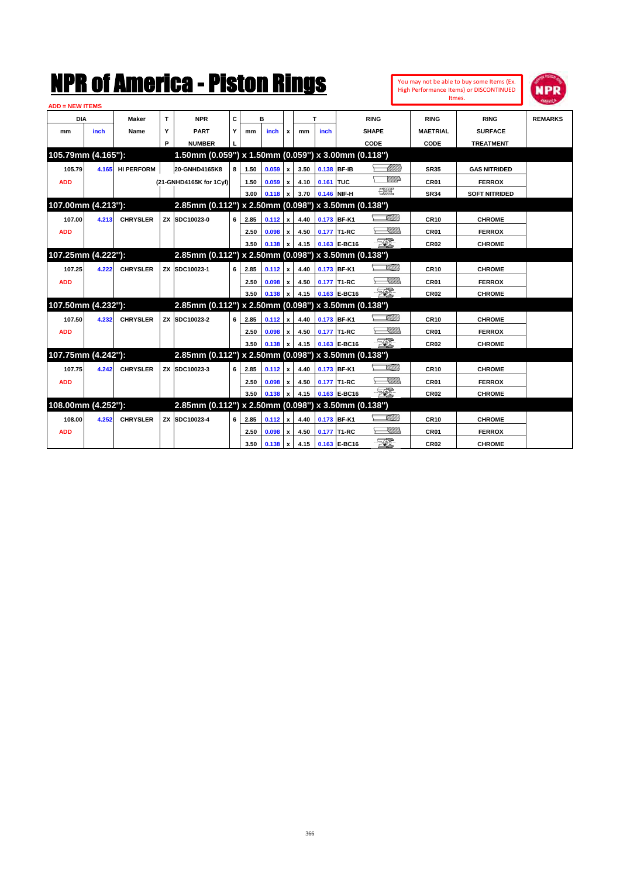# NPR of America - Piston Rings

You may not be able to buy some Items (Ex. High Performance Items) or DISCONTINUED Itmes.

ADD = NEW ITEMS

| DIA mm | DIA inch | Maker Name | TYP | NPR PART NUMBER | CYL | B mm | B inch | x | T mm | T inch | RING SHAPE CODE | RING MAETRIAL CODE | RING SURFACE TREATMENT | REMARKS |
|---|---|---|---|---|---|---|---|---|---|---|---|---|---|---|
| **105.79mm (4.165"):** | | | | **1.50mm (0.059") x 1.50mm (0.059") x 3.00mm (0.118")** | | | | | | | | | | |
| 105.79 | 4.165 | HI PERFORM | | 20-GNHD4165K8 | 8 | 1.50 | 0.059 | x | 3.50 | 0.138 | BF-IB | SR35 | GAS NITRIDED | |
| ADD | | | | (21-GNHD4165K for 1Cyl) | | 1.50 | 0.059 | x | 4.10 | 0.161 | TUC | CR01 | FERROX | |
| | | | | | | 3.00 | 0.118 | x | 3.70 | 0.146 | NIF-H | SR34 | SOFT NITRIDED | |
| **107.00mm (4.213"):** | | | | **2.85mm (0.112") x 2.50mm (0.098") x 3.50mm (0.138")** | | | | | | | | | | |
| 107.00 | 4.213 | CHRYSLER | ZX | SDC10023-0 | 6 | 2.85 | 0.112 | x | 4.40 | 0.173 | BF-K1 | CR10 | CHROME | |
| ADD | | | | | | 2.50 | 0.098 | x | 4.50 | 0.177 | T1-RC | CR01 | FERROX | |
| | | | | | | 3.50 | 0.138 | x | 4.15 | 0.163 | E-BC16 | CR02 | CHROME | |
| **107.25mm (4.222"):** | | | | **2.85mm (0.112") x 2.50mm (0.098") x 3.50mm (0.138")** | | | | | | | | | | |
| 107.25 | 4.222 | CHRYSLER | ZX | SDC10023-1 | 6 | 2.85 | 0.112 | x | 4.40 | 0.173 | BF-K1 | CR10 | CHROME | |
| ADD | | | | | | 2.50 | 0.098 | x | 4.50 | 0.177 | T1-RC | CR01 | FERROX | |
| | | | | | | 3.50 | 0.138 | x | 4.15 | 0.163 | E-BC16 | CR02 | CHROME | |
| **107.50mm (4.232"):** | | | | **2.85mm (0.112") x 2.50mm (0.098") x 3.50mm (0.138")** | | | | | | | | | | |
| 107.50 | 4.232 | CHRYSLER | ZX | SDC10023-2 | 6 | 2.85 | 0.112 | x | 4.40 | 0.173 | BF-K1 | CR10 | CHROME | |
| ADD | | | | | | 2.50 | 0.098 | x | 4.50 | 0.177 | T1-RC | CR01 | FERROX | |
| | | | | | | 3.50 | 0.138 | x | 4.15 | 0.163 | E-BC16 | CR02 | CHROME | |
| **107.75mm (4.242"):** | | | | **2.85mm (0.112") x 2.50mm (0.098") x 3.50mm (0.138")** | | | | | | | | | | |
| 107.75 | 4.242 | CHRYSLER | ZX | SDC10023-3 | 6 | 2.85 | 0.112 | x | 4.40 | 0.173 | BF-K1 | CR10 | CHROME | |
| ADD | | | | | | 2.50 | 0.098 | x | 4.50 | 0.177 | T1-RC | CR01 | FERROX | |
| | | | | | | 3.50 | 0.138 | x | 4.15 | 0.163 | E-BC16 | CR02 | CHROME | |
| **108.00mm (4.252"):** | | | | **2.85mm (0.112") x 2.50mm (0.098") x 3.50mm (0.138")** | | | | | | | | | | |
| 108.00 | 4.252 | CHRYSLER | ZX | SDC10023-4 | 6 | 2.85 | 0.112 | x | 4.40 | 0.173 | BF-K1 | CR10 | CHROME | |
| ADD | | | | | | 2.50 | 0.098 | x | 4.50 | 0.177 | T1-RC | CR01 | FERROX | |
| | | | | | | 3.50 | 0.138 | x | 4.15 | 0.163 | E-BC16 | CR02 | CHROME | |